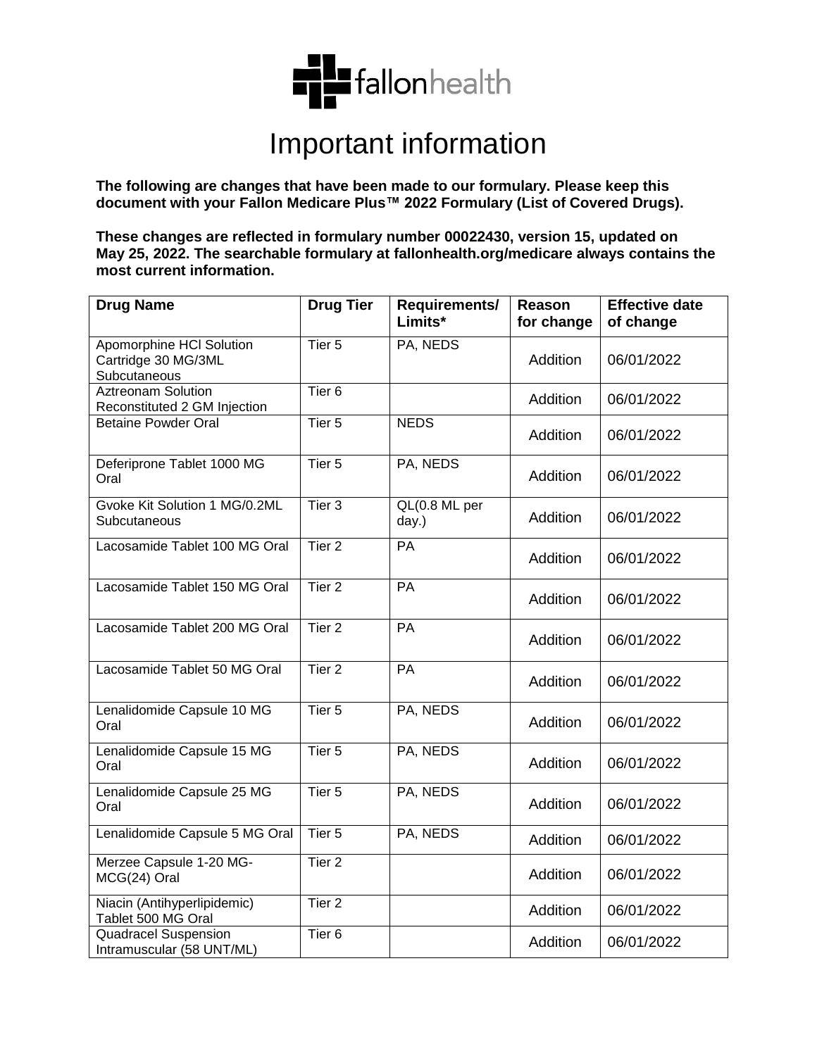# Important information

**The following are changes that have been made to our formulary. Please keep this document with your Fallon Medicare Plus™ 2022 Formulary (List of Covered Drugs).**

**These changes are reflected in formulary number 00022430, version 15, updated on May 25, 2022. The searchable formulary at fallonhealth.org/medicare always contains the most current information.**

| Drug Name | Drug Tier | Requirements/ Limits* | Reason for change | Effective date of change |
|---|---|---|---|---|
| Apomorphine HCl Solution Cartridge 30 MG/3ML Subcutaneous | Tier 5 | PA, NEDS | Addition | 06/01/2022 |
| Aztreonam Solution Reconstituted 2 GM Injection | Tier 6 | | Addition | 06/01/2022 |
| Betaine Powder Oral | Tier 5 | NEDS | Addition | 06/01/2022 |
| Deferiprone Tablet 1000 MG Oral | Tier 5 | PA, NEDS | Addition | 06/01/2022 |
| Gvoke Kit Solution 1 MG/0.2ML Subcutaneous | Tier 3 | QL(0.8 ML per day.) | Addition | 06/01/2022 |
| Lacosamide Tablet 100 MG Oral | Tier 2 | PA | Addition | 06/01/2022 |
| Lacosamide Tablet 150 MG Oral | Tier 2 | PA | Addition | 06/01/2022 |
| Lacosamide Tablet 200 MG Oral | Tier 2 | PA | Addition | 06/01/2022 |
| Lacosamide Tablet 50 MG Oral | Tier 2 | PA | Addition | 06/01/2022 |
| Lenalidomide Capsule 10 MG Oral | Tier 5 | PA, NEDS | Addition | 06/01/2022 |
| Lenalidomide Capsule 15 MG Oral | Tier 5 | PA, NEDS | Addition | 06/01/2022 |
| Lenalidomide Capsule 25 MG Oral | Tier 5 | PA, NEDS | Addition | 06/01/2022 |
| Lenalidomide Capsule 5 MG Oral | Tier 5 | PA, NEDS | Addition | 06/01/2022 |
| Merzee Capsule 1-20 MG-MCG(24) Oral | Tier 2 | | Addition | 06/01/2022 |
| Niacin (Antihyperlipidemic) Tablet 500 MG Oral | Tier 2 | | Addition | 06/01/2022 |
| Quadracel Suspension Intramuscular (58 UNT/ML) | Tier 6 | | Addition | 06/01/2022 |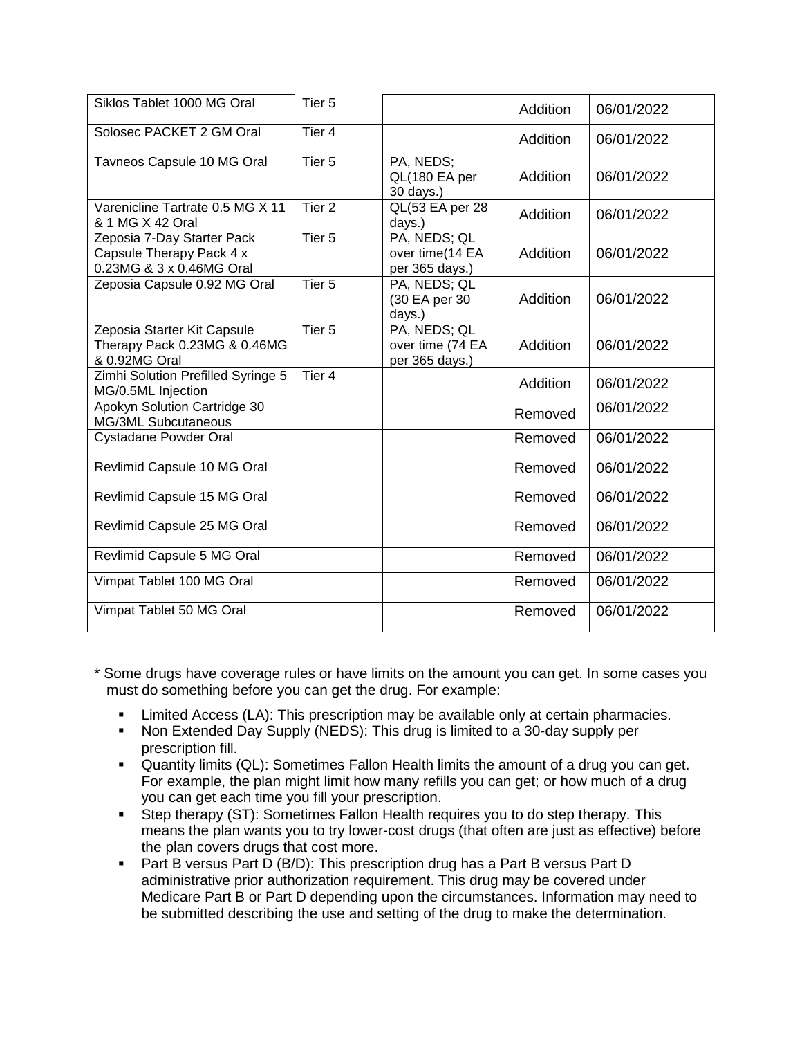| | | | | |
|---|---|---|---|---|
| Siklos Tablet 1000 MG Oral | Tier 5 | | Addition | 06/01/2022 |
| Solosec PACKET 2 GM Oral | Tier 4 | | Addition | 06/01/2022 |
| Tavneos Capsule 10 MG Oral | Tier 5 | PA, NEDS; QL(180 EA per 30 days.) | Addition | 06/01/2022 |
| Varenicline Tartrate 0.5 MG X 11 & 1 MG X 42 Oral | Tier 2 | QL(53 EA per 28 days.) | Addition | 06/01/2022 |
| Zeposia 7-Day Starter Pack Capsule Therapy Pack 4 x 0.23MG & 3 x 0.46MG Oral | Tier 5 | PA, NEDS; QL over time(14 EA per 365 days.) | Addition | 06/01/2022 |
| Zeposia Capsule 0.92 MG Oral | Tier 5 | PA, NEDS; QL (30 EA per 30 days.) | Addition | 06/01/2022 |
| Zeposia Starter Kit Capsule Therapy Pack 0.23MG & 0.46MG & 0.92MG Oral | Tier 5 | PA, NEDS; QL over time (74 EA per 365 days.) | Addition | 06/01/2022 |
| Zimhi Solution Prefilled Syringe 5 MG/0.5ML Injection | Tier 4 | | Addition | 06/01/2022 |
| Apokyn Solution Cartridge 30 MG/3ML Subcutaneous | | | Removed | 06/01/2022 |
| Cystadane Powder Oral | | | Removed | 06/01/2022 |
| Revlimid Capsule 10 MG Oral | | | Removed | 06/01/2022 |
| Revlimid Capsule 15 MG Oral | | | Removed | 06/01/2022 |
| Revlimid Capsule 25 MG Oral | | | Removed | 06/01/2022 |
| Revlimid Capsule 5 MG Oral | | | Removed | 06/01/2022 |
| Vimpat Tablet 100 MG Oral | | | Removed | 06/01/2022 |
| Vimpat Tablet 50 MG Oral | | | Removed | 06/01/2022 |

\* Some drugs have coverage rules or have limits on the amount you can get. In some cases you must do something before you can get the drug. For example:

- Limited Access (LA): This prescription may be available only at certain pharmacies.
- Non Extended Day Supply (NEDS): This drug is limited to a 30-day supply per prescription fill.
- Quantity limits (QL): Sometimes Fallon Health limits the amount of a drug you can get. For example, the plan might limit how many refills you can get; or how much of a drug you can get each time you fill your prescription.
- Step therapy (ST): Sometimes Fallon Health requires you to do step therapy. This means the plan wants you to try lower-cost drugs (that often are just as effective) before the plan covers drugs that cost more.
- Part B versus Part D (B/D): This prescription drug has a Part B versus Part D administrative prior authorization requirement. This drug may be covered under Medicare Part B or Part D depending upon the circumstances. Information may need to be submitted describing the use and setting of the drug to make the determination.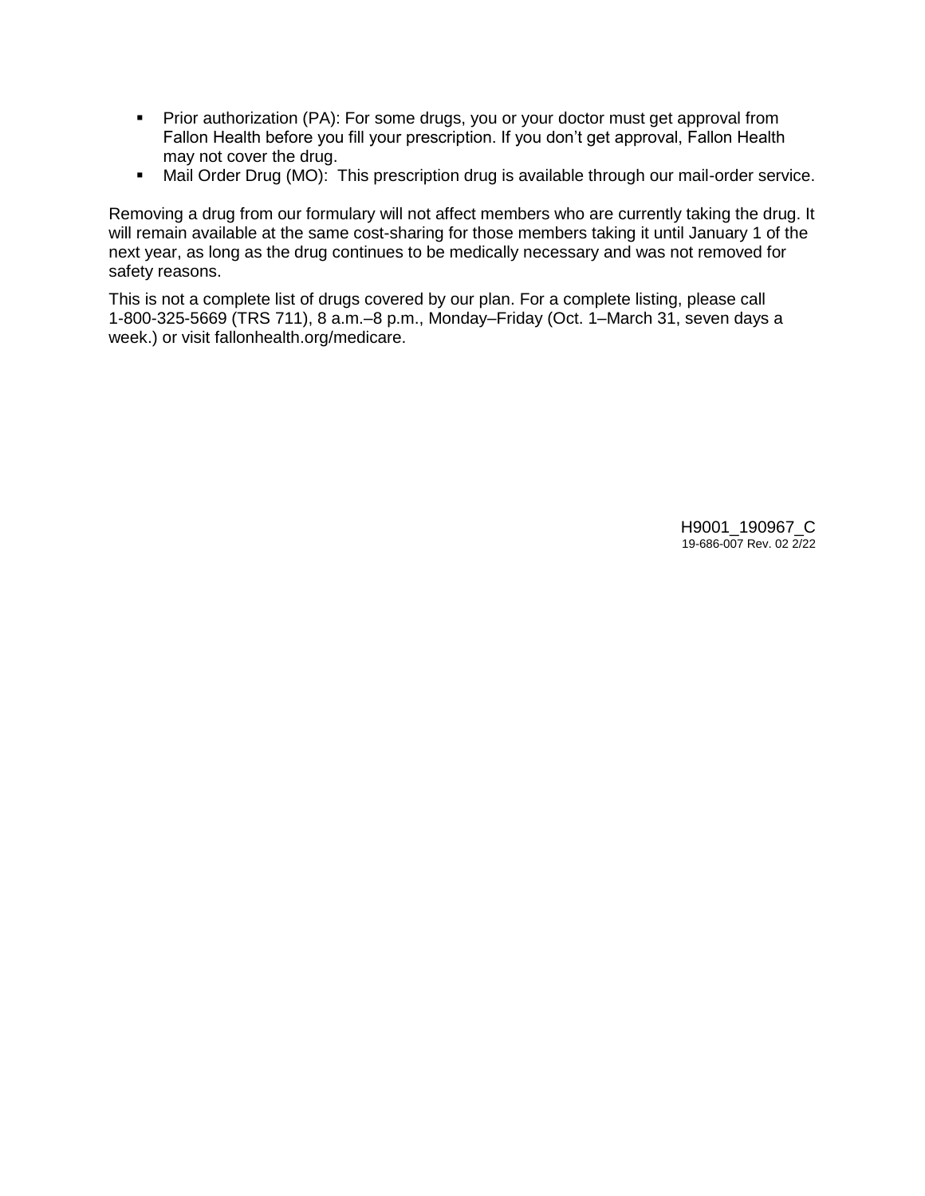- Prior authorization (PA): For some drugs, you or your doctor must get approval from Fallon Health before you fill your prescription. If you don't get approval, Fallon Health may not cover the drug.
- Mail Order Drug (MO): This prescription drug is available through our mail-order service.

Removing a drug from our formulary will not affect members who are currently taking the drug. It will remain available at the same cost-sharing for those members taking it until January 1 of the next year, as long as the drug continues to be medically necessary and was not removed for safety reasons.

This is not a complete list of drugs covered by our plan. For a complete listing, please call 1-800-325-5669 (TRS 711), 8 a.m.–8 p.m., Monday–Friday (Oct. 1–March 31, seven days a week.) or visit fallonhealth.org/medicare.

H9001_190967_C
19-686-007 Rev. 02 2/22